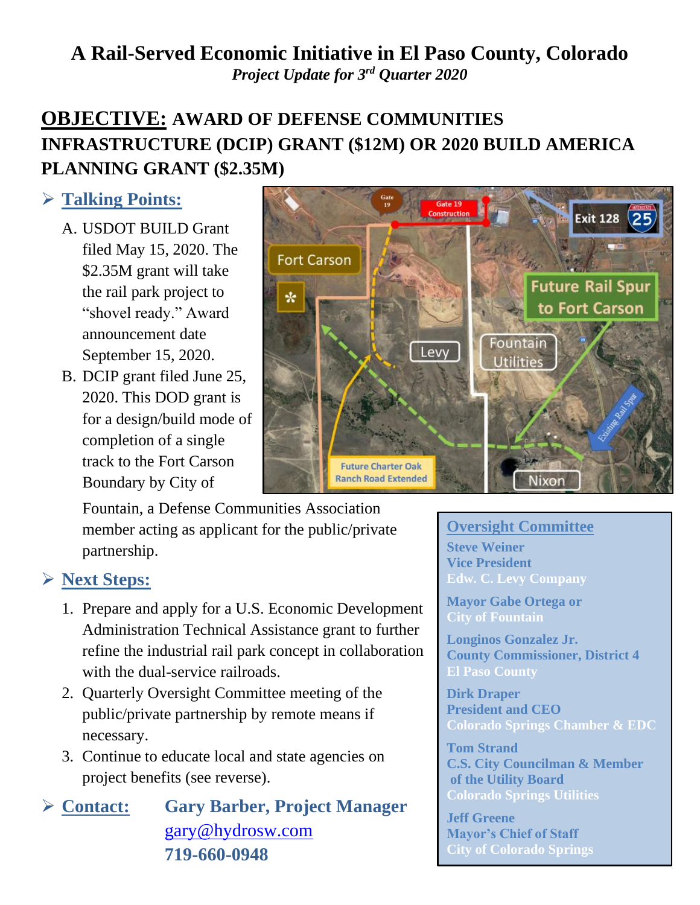# A Rail-Served Economic Initiative in El Paso County, Colorado

*Project Update for 3rd Quarter 2020*

## OBJECTIVE: AWARD OF DEFENSE COMMUNITIES INFRASTRUCTURE (DCIP) GRANT ($12M) OR 2020 BUILD AMERICA PLANNING GRANT ($2.35M)

### ➢ Talking Points:

A. USDOT BUILD Grant filed May 15, 2020. The $2.35M grant will take the rail park project to "shovel ready." Award announcement date September 15, 2020.

B. DCIP grant filed June 25, 2020. This DOD grant is for a design/build mode of completion of a single track to the Fort Carson Boundary by City of Fountain, a Defense Communities Association member acting as applicant for the public/private partnership.

### ➢ Next Steps:

1. Prepare and apply for a U.S. Economic Development Administration Technical Assistance grant to further refine the industrial rail park concept in collaboration with the dual-service railroads.
2. Quarterly Oversight Committee meeting of the public/private partnership by remote means if necessary.
3. Continue to educate local and state agencies on project benefits (see reverse).

### ➢ Contact:

**Gary Barber, Project Manager**
gary@hydrosw.com
**719-660-0948**

### Oversight Committee

**Steve Weiner**
**Vice President**
**Edw. C. Levy Company**

**Mayor Gabe Ortega or**
**City of Fountain**

**Longinos Gonzalez Jr.**
**County Commissioner, District 4**
**El Paso County**

**Dirk Draper**
**President and CEO**
**Colorado Springs Chamber & EDC**

**Tom Strand**
**C.S. City Councilman & Member of the Utility Board**
**Colorado Springs Utilities**

**Jeff Greene**
**Mayor's Chief of Staff**
**City of Colorado Springs**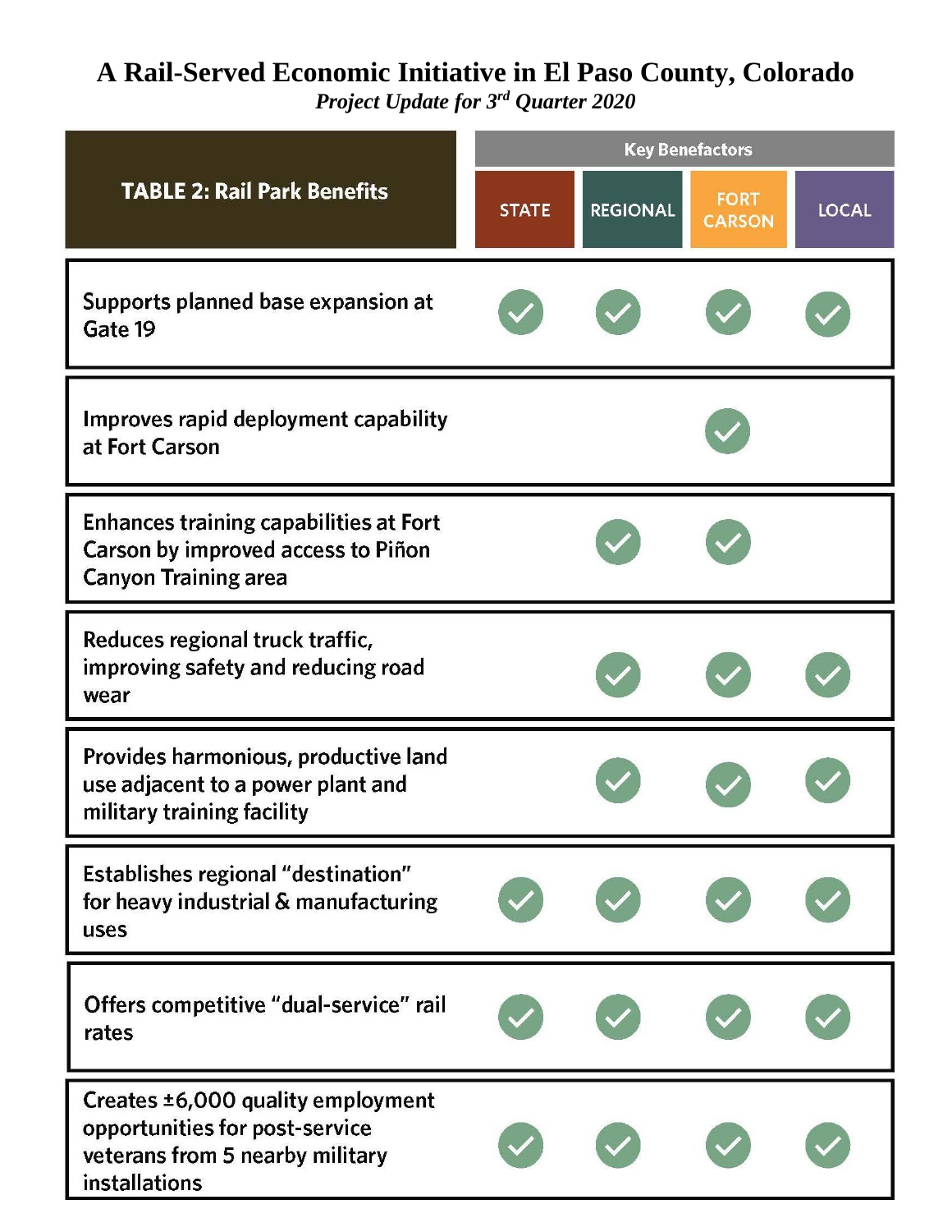# A Rail-Served Economic Initiative in El Paso County, Colorado

*Project Update for 3rd Quarter 2020*

| TABLE 2: Rail Park Benefits | Key Benefactors | | | |
|---|---|---|---|---|
| | STATE | REGIONAL | FORT CARSON | LOCAL |
| Supports planned base expansion at Gate 19 | ✓ | ✓ | ✓ | ✓ |
| Improves rapid deployment capability at Fort Carson | | | ✓ | |
| Enhances training capabilities at Fort Carson by improved access to Piñon Canyon Training area | | ✓ | ✓ | |
| Reduces regional truck traffic, improving safety and reducing road wear | | ✓ | ✓ | ✓ |
| Provides harmonious, productive land use adjacent to a power plant and military training facility | | ✓ | ✓ | ✓ |
| Establishes regional "destination" for heavy industrial & manufacturing uses | ✓ | ✓ | ✓ | ✓ |
| Offers competitive "dual-service" rail rates | ✓ | ✓ | ✓ | ✓ |
| Creates ±6,000 quality employment opportunities for post-service veterans from 5 nearby military installations | ✓ | ✓ | ✓ | ✓ |